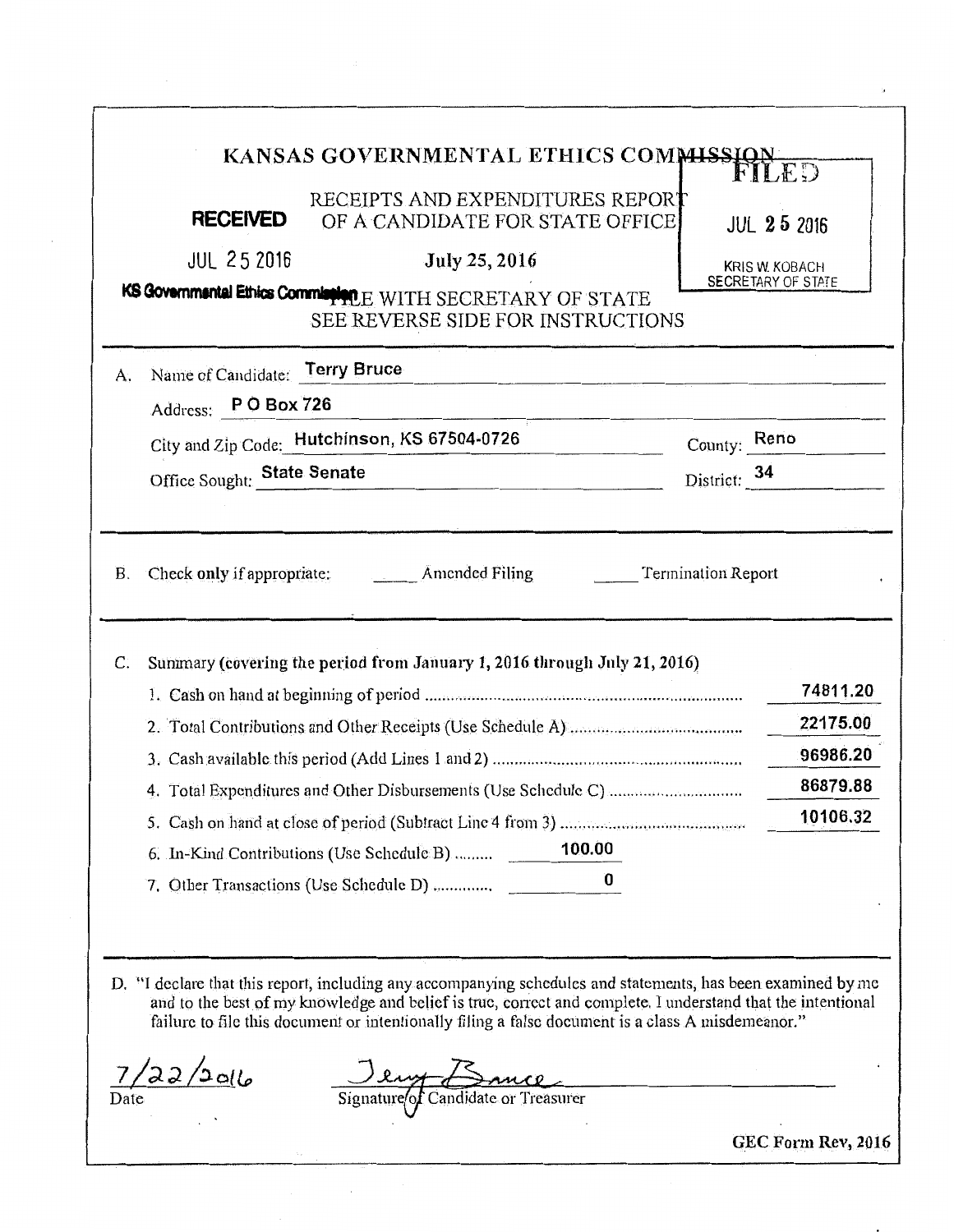# KANSAS GOVERNMENTAL ETHICS COMMISSION

FILED

JUL 25 2016

KRIS W. KOBACH
SECRETARY OF STATE

**RECEIVED**

JUL 25 2016

KS Governmental Ethics Commission

## RECEIPTS AND EXPENDITURES REPORT OF A CANDIDATE FOR STATE OFFICE

**July 25, 2016**

FILE WITH SECRETARY OF STATE
SEE REVERSE SIDE FOR INSTRUCTIONS

A. Name of Candidate: Terry Bruce

Address: P O Box 726

City and Zip Code: Hutchinson, KS 67504-0726 County: Reno

Office Sought: State Senate District: 34

B. Check **only** if appropriate: ____ Amended Filing ____ Termination Report

C. Summary **(covering the period from January 1, 2016 through July 21, 2016)**

| | | |
|---|---|---|
| 1. Cash on hand at beginning of period | | 74811.20 |
| 2. Total Contributions and Other Receipts (Use Schedule A) | | 22175.00 |
| 3. Cash available this period (Add Lines 1 and 2) | | 96986.20 |
| 4. Total Expenditures and Other Disbursements (Use Schedule C) | | 86879.88 |
| 5. Cash on hand at close of period (Subtract Line 4 from 3) | | 10106.32 |
| 6. In-Kind Contributions (Use Schedule B) | 100.00 | |
| 7. Other Transactions (Use Schedule D) | 0 | |

D. "I declare that this report, including any accompanying schedules and statements, has been examined by me and to the best of my knowledge and belief is true, correct and complete. I understand that the intentional failure to file this document or intentionally filing a false document is a class A misdemeanor."

7/22/2016
Date

Terry Bruce
Signature of Candidate or Treasurer

**GEC Form Rev, 2016**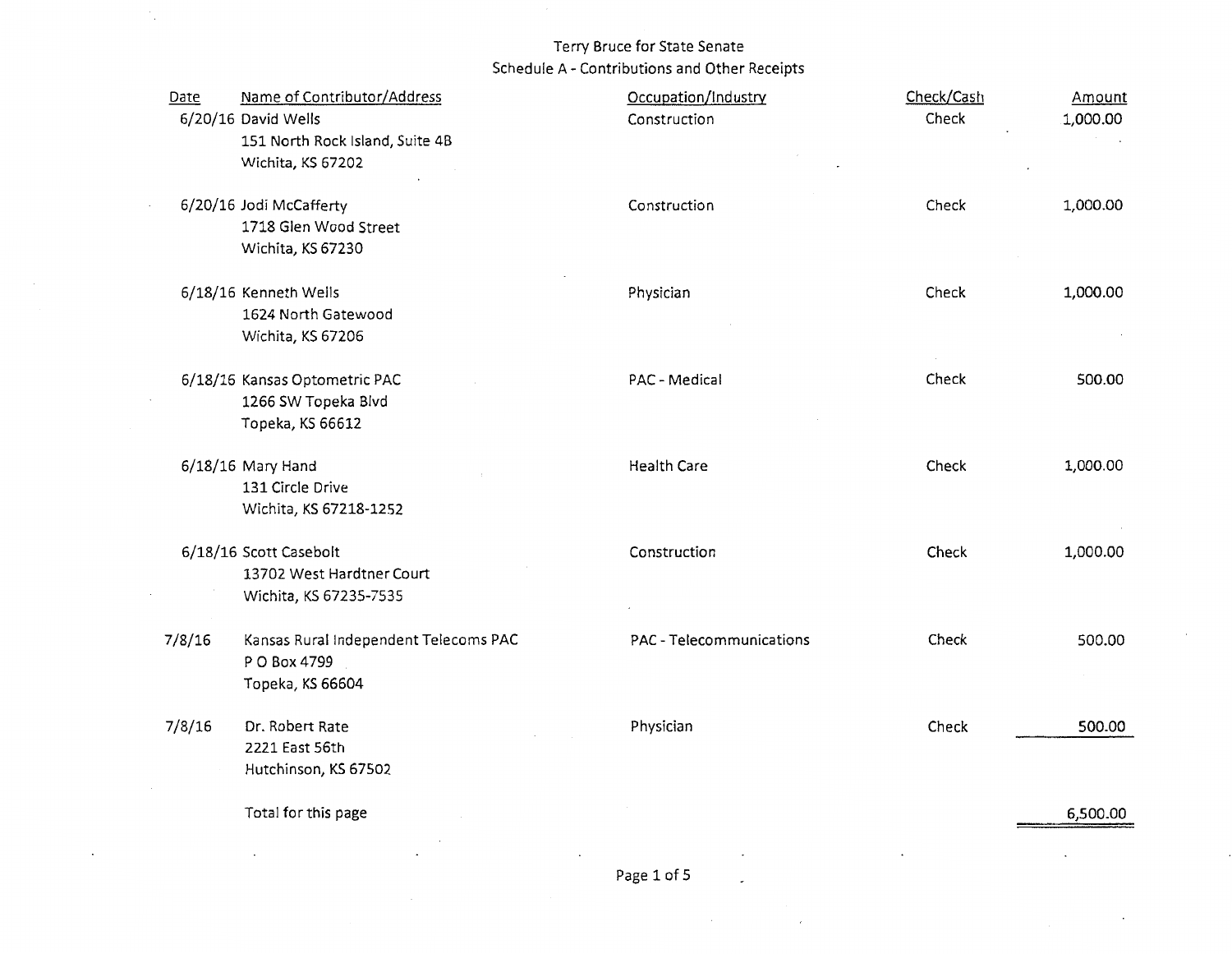Terry Bruce for State Senate

Schedule A - Contributions and Other Receipts

| Date | Name of Contributor/Address | Occupation/Industry | Check/Cash | Amount |
|---|---|---|---|---|
| 6/20/16 | David Wells<br>151 North Rock Island, Suite 4B<br>Wichita, KS 67202 | Construction | Check | 1,000.00 |
| 6/20/16 | Jodi McCafferty<br>1718 Glen Wood Street<br>Wichita, KS 67230 | Construction | Check | 1,000.00 |
| 6/18/16 | Kenneth Wells<br>1624 North Gatewood<br>Wichita, KS 67206 | Physician | Check | 1,000.00 |
| 6/18/16 | Kansas Optometric PAC<br>1266 SW Topeka Blvd<br>Topeka, KS 66612 | PAC - Medical | Check | 500.00 |
| 6/18/16 | Mary Hand<br>131 Circle Drive<br>Wichita, KS 67218-1252 | Health Care | Check | 1,000.00 |
| 6/18/16 | Scott Casebolt<br>13702 West Hardtner Court<br>Wichita, KS 67235-7535 | Construction | Check | 1,000.00 |
| 7/8/16 | Kansas Rural Independent Telecoms PAC<br>P O Box 4799<br>Topeka, KS 66604 | PAC - Telecommunications | Check | 500.00 |
| 7/8/16 | Dr. Robert Rate<br>2221 East 56th<br>Hutchinson, KS 67502 | Physician | Check | 500.00 |
| | Total for this page | | | 6,500.00 |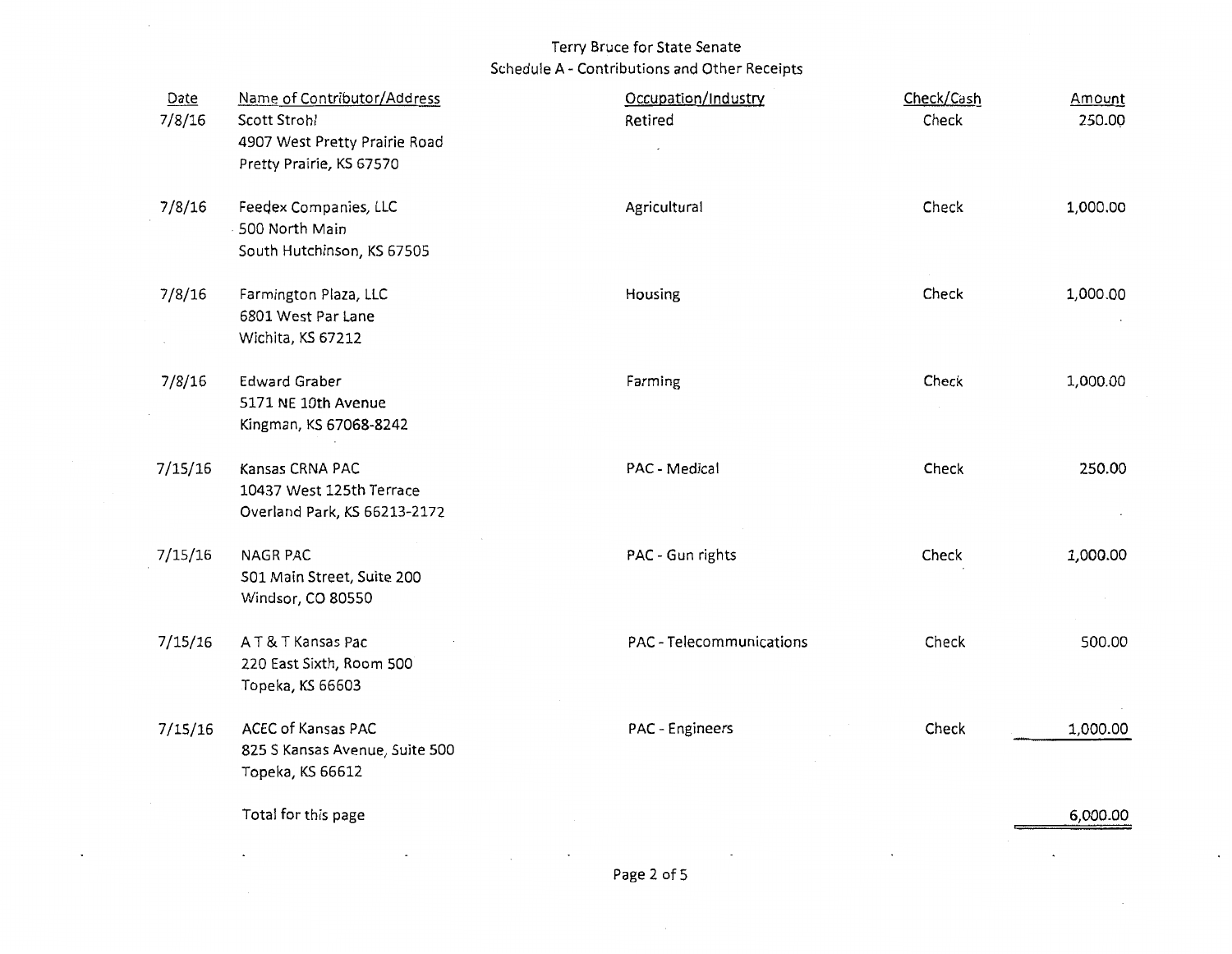Terry Bruce for State Senate

Schedule A - Contributions and Other Receipts

| Date | Name of Contributor/Address | Occupation/Industry | Check/Cash | Amount |
|---|---|---|---|---|
| 7/8/16 | Scott Strohl<br>4907 West Pretty Prairie Road<br>Pretty Prairie, KS 67570 | Retired | Check | 250.00 |
| 7/8/16 | Feedex Companies, LLC<br>500 North Main<br>South Hutchinson, KS 67505 | Agricultural | Check | 1,000.00 |
| 7/8/16 | Farmington Plaza, LLC<br>6801 West Par Lane<br>Wichita, KS 67212 | Housing | Check | 1,000.00 |
| 7/8/16 | Edward Graber<br>5171 NE 10th Avenue<br>Kingman, KS 67068-8242 | Farming | Check | 1,000.00 |
| 7/15/16 | Kansas CRNA PAC<br>10437 West 125th Terrace<br>Overland Park, KS 66213-2172 | PAC - Medical | Check | 250.00 |
| 7/15/16 | NAGR PAC<br>501 Main Street, Suite 200<br>Windsor, CO 80550 | PAC - Gun rights | Check | 1,000.00 |
| 7/15/16 | A T & T Kansas Pac<br>220 East Sixth, Room 500<br>Topeka, KS 66603 | PAC - Telecommunications | Check | 500.00 |
| 7/15/16 | ACEC of Kansas PAC<br>825 S Kansas Avenue, Suite 500<br>Topeka, KS 66612 | PAC - Engineers | Check | 1,000.00 |
| | Total for this page | | | 6,000.00 |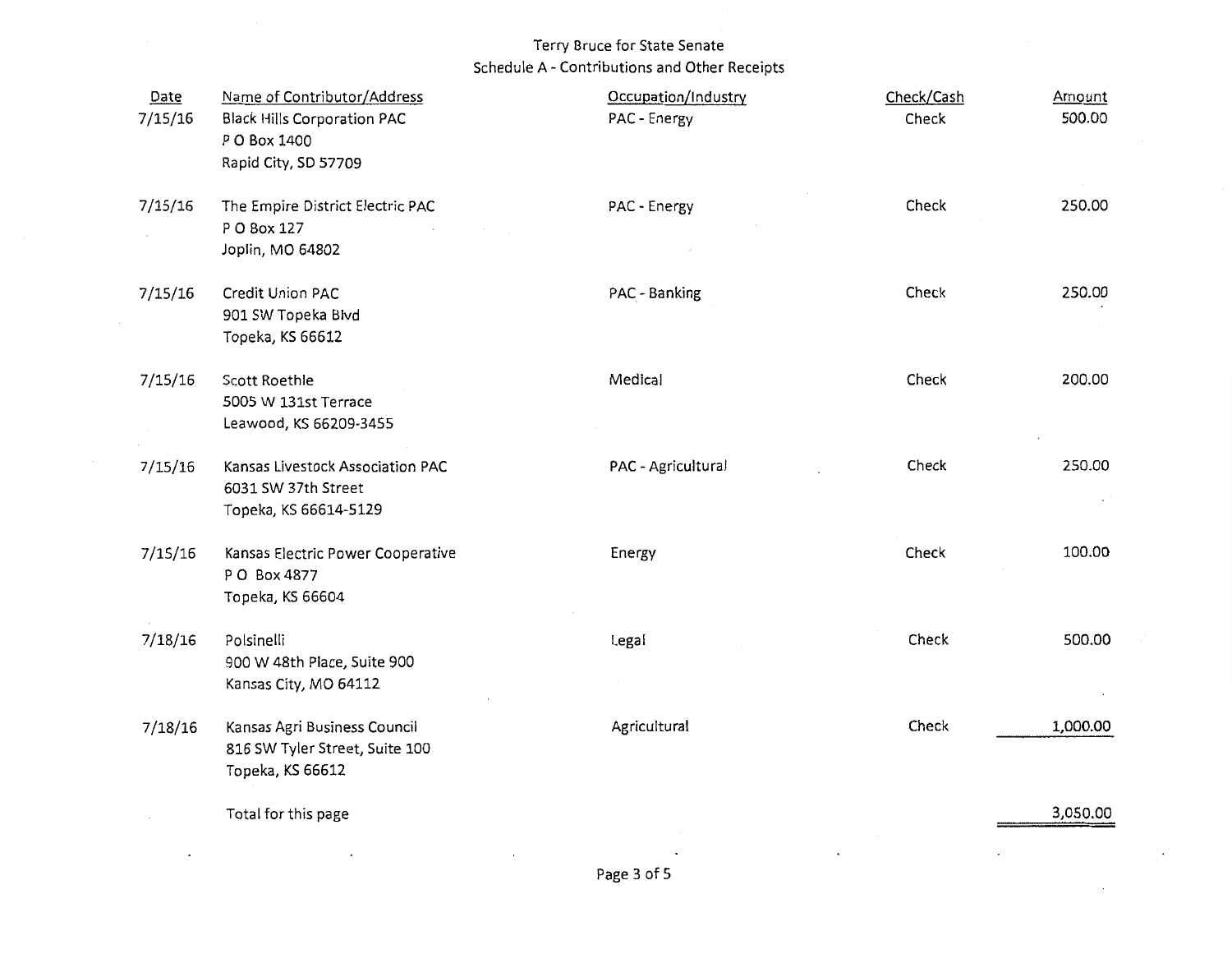Terry Bruce for State Senate

Schedule A - Contributions and Other Receipts

| Date | Name of Contributor/Address | Occupation/Industry | Check/Cash | Amount |
|---|---|---|---|---|
| 7/15/16 | Black Hills Corporation PAC<br>P O Box 1400<br>Rapid City, SD 57709 | PAC - Energy | Check | 500.00 |
| 7/15/16 | The Empire District Electric PAC<br>P O Box 127<br>Joplin, MO 64802 | PAC - Energy | Check | 250.00 |
| 7/15/16 | Credit Union PAC<br>901 SW Topeka Blvd<br>Topeka, KS 66612 | PAC - Banking | Check | 250.00 |
| 7/15/16 | Scott Roethle<br>5005 W 131st Terrace<br>Leawood, KS 66209-3455 | Medical | Check | 200.00 |
| 7/15/16 | Kansas Livestock Association PAC<br>6031 SW 37th Street<br>Topeka, KS 66614-5129 | PAC - Agricultural | Check | 250.00 |
| 7/15/16 | Kansas Electric Power Cooperative<br>P O Box 4877<br>Topeka, KS 66604 | Energy | Check | 100.00 |
| 7/18/16 | Polsinelli<br>900 W 48th Place, Suite 900<br>Kansas City, MO 64112 | Legal | Check | 500.00 |
| 7/18/16 | Kansas Agri Business Council<br>816 SW Tyler Street, Suite 100<br>Topeka, KS 66612 | Agricultural | Check | 1,000.00 |
| | Total for this page | | | 3,050.00 |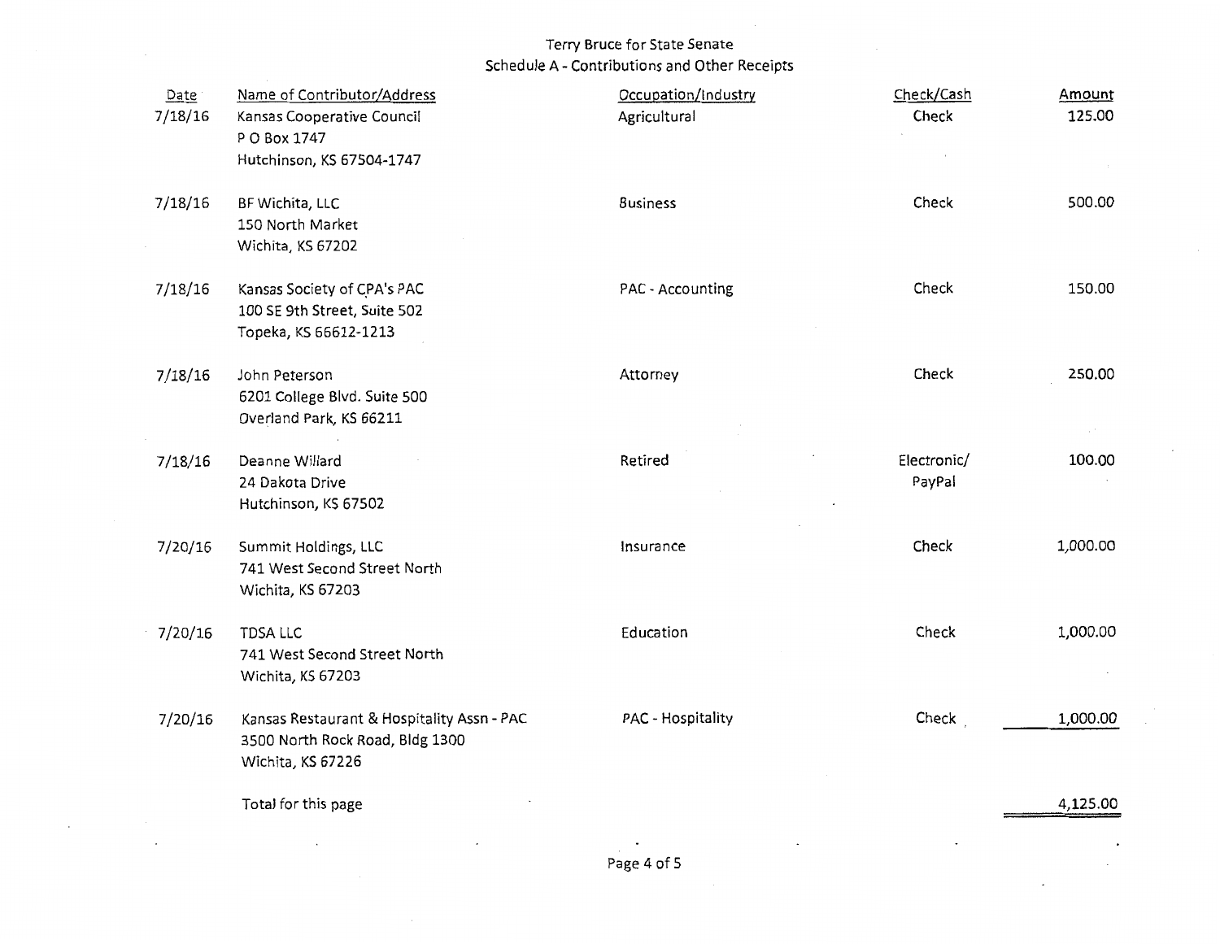# Terry Bruce for State Senate
## Schedule A - Contributions and Other Receipts

| Date | Name of Contributor/Address | Occupation/Industry | Check/Cash | Amount |
|---|---|---|---|---|
| 7/18/16 | Kansas Cooperative Council<br>P O Box 1747<br>Hutchinson, KS 67504-1747 | Agricultural | Check | 125.00 |
| 7/18/16 | BF Wichita, LLC<br>150 North Market<br>Wichita, KS 67202 | Business | Check | 500.00 |
| 7/18/16 | Kansas Society of CPA's PAC<br>100 SE 9th Street, Suite 502<br>Topeka, KS 66612-1213 | PAC - Accounting | Check | 150.00 |
| 7/18/16 | John Peterson<br>6201 College Blvd. Suite 500<br>Overland Park, KS 66211 | Attorney | Check | 250.00 |
| 7/18/16 | Deanne Willard<br>24 Dakota Drive<br>Hutchinson, KS 67502 | Retired | Electronic/<br>PayPal | 100.00 |
| 7/20/16 | Summit Holdings, LLC<br>741 West Second Street North<br>Wichita, KS 67203 | Insurance | Check | 1,000.00 |
| 7/20/16 | TDSA LLC<br>741 West Second Street North<br>Wichita, KS 67203 | Education | Check | 1,000.00 |
| 7/20/16 | Kansas Restaurant & Hospitality Assn - PAC<br>3500 North Rock Road, Bldg 1300<br>Wichita, KS 67226 | PAC - Hospitality | Check | 1,000.00 |
| | Total for this page | | | 4,125.00 |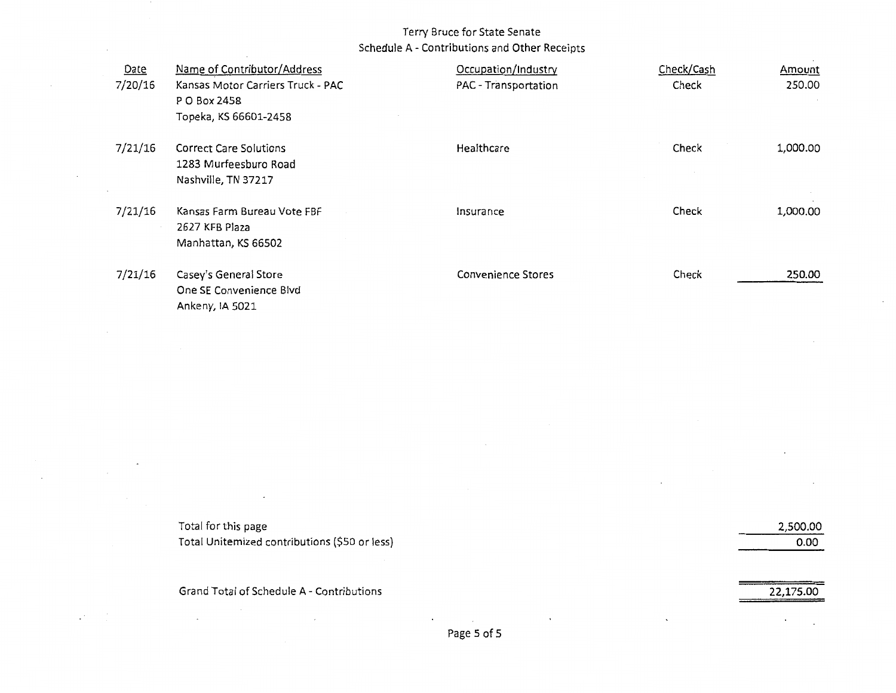Terry Bruce for State Senate
Schedule A - Contributions and Other Receipts

| Date | Name of Contributor/Address | Occupation/Industry | Check/Cash | Amount |
|---|---|---|---|---|
| 7/20/16 | Kansas Motor Carriers Truck - PAC<br>P O Box 2458<br>Topeka, KS 66601-2458 | PAC - Transportation | Check | 250.00 |
| 7/21/16 | Correct Care Solutions<br>1283 Murfeesburo Road<br>Nashville, TN 37217 | Healthcare | Check | 1,000.00 |
| 7/21/16 | Kansas Farm Bureau Vote FBF<br>2627 KFB Plaza<br>Manhattan, KS 66502 | Insurance | Check | 1,000.00 |
| 7/21/16 | Casey's General Store<br>One SE Convenience Blvd<br>Ankeny, IA 5021 | Convenience Stores | Check | 250.00 |

| | |
|---|---|
| Total for this page | 2,500.00 |
| Total Unitemized contributions ($50 or less) | 0.00 |
| Grand Total of Schedule A - Contributions | 22,175.00 |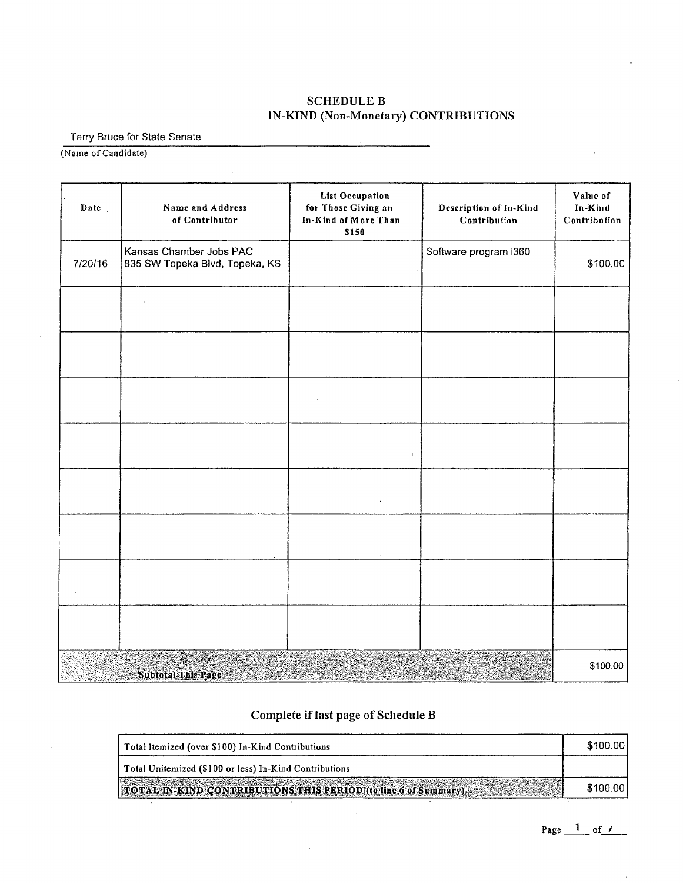# SCHEDULE B
## IN-KIND (Non-Monetary) CONTRIBUTIONS

Terry Bruce for State Senate
(Name of Candidate)

| Date | Name and Address of Contributor | List Occupation for Those Giving an In-Kind of More Than $150 | Description of In-Kind Contribution | Value of In-Kind Contribution |
|---|---|---|---|---|
| 7/20/16 | Kansas Chamber Jobs PAC<br>835 SW Topeka Blvd, Topeka, KS | | Software program i360 | $100.00 |
| | | | | |
| | | | | |
| | | | | |
| | | | | |
| | | | | |
| | | | | |
| | | | | |
| | | | | |
| **Subtotal This Page** | | | | $100.00 |

### Complete if last page of Schedule B

| | |
|---|---|
| Total Itemized (over $100) In-Kind Contributions | $100.00 |
| Total Unitemized ($100 or less) In-Kind Contributions | |
| **TOTAL IN-KIND CONTRIBUTIONS THIS PERIOD (to line 6 of Summary)** | $100.00 |

Page 1 of 1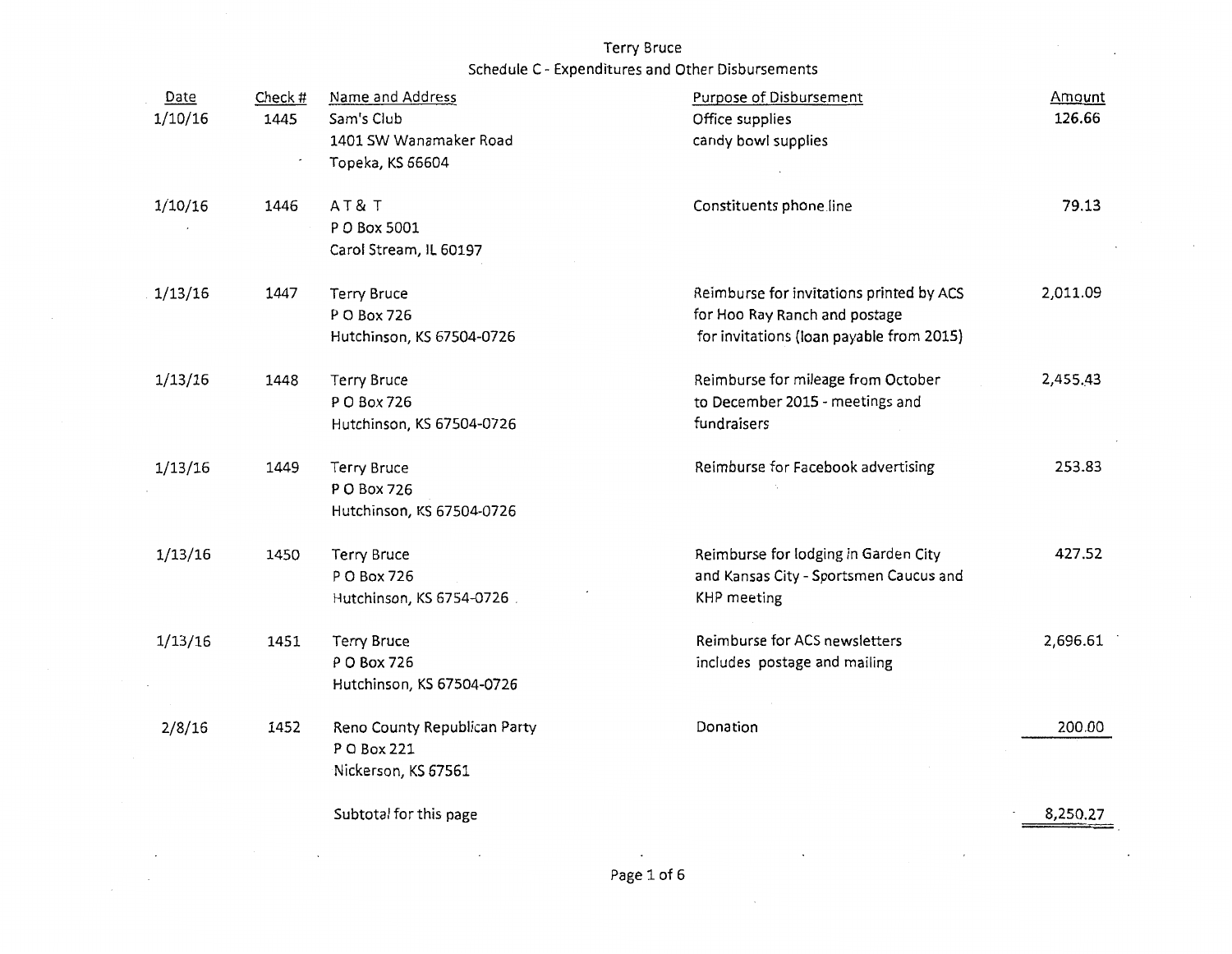Terry Bruce

Schedule C - Expenditures and Other Disbursements

| Date | Check # | Name and Address | Purpose of Disbursement | Amount |
|---|---|---|---|---|
| 1/10/16 | 1445 | Sam's Club<br>1401 SW Wanamaker Road<br>Topeka, KS 66604 | Office supplies<br>candy bowl supplies | 126.66 |
| 1/10/16 | 1446 | A T & T<br>P O Box 5001<br>Carol Stream, IL 60197 | Constituents phone line | 79.13 |
| 1/13/16 | 1447 | Terry Bruce<br>P O Box 726<br>Hutchinson, KS 67504-0726 | Reimburse for invitations printed by ACS for Hoo Ray Ranch and postage for invitations (loan payable from 2015) | 2,011.09 |
| 1/13/16 | 1448 | Terry Bruce<br>P O Box 726<br>Hutchinson, KS 67504-0726 | Reimburse for mileage from October to December 2015 - meetings and fundraisers | 2,455.43 |
| 1/13/16 | 1449 | Terry Bruce<br>P O Box 726<br>Hutchinson, KS 67504-0726 | Reimburse for Facebook advertising | 253.83 |
| 1/13/16 | 1450 | Terry Bruce<br>P O Box 726<br>Hutchinson, KS 6754-0726 | Reimburse for lodging in Garden City and Kansas City - Sportsmen Caucus and KHP meeting | 427.52 |
| 1/13/16 | 1451 | Terry Bruce<br>P O Box 726<br>Hutchinson, KS 67504-0726 | Reimburse for ACS newsletters includes postage and mailing | 2,696.61 |
| 2/8/16 | 1452 | Reno County Republican Party<br>P O Box 221<br>Nickerson, KS 67561 | Donation | 200.00 |
| | | Subtotal for this page | | 8,250.27 |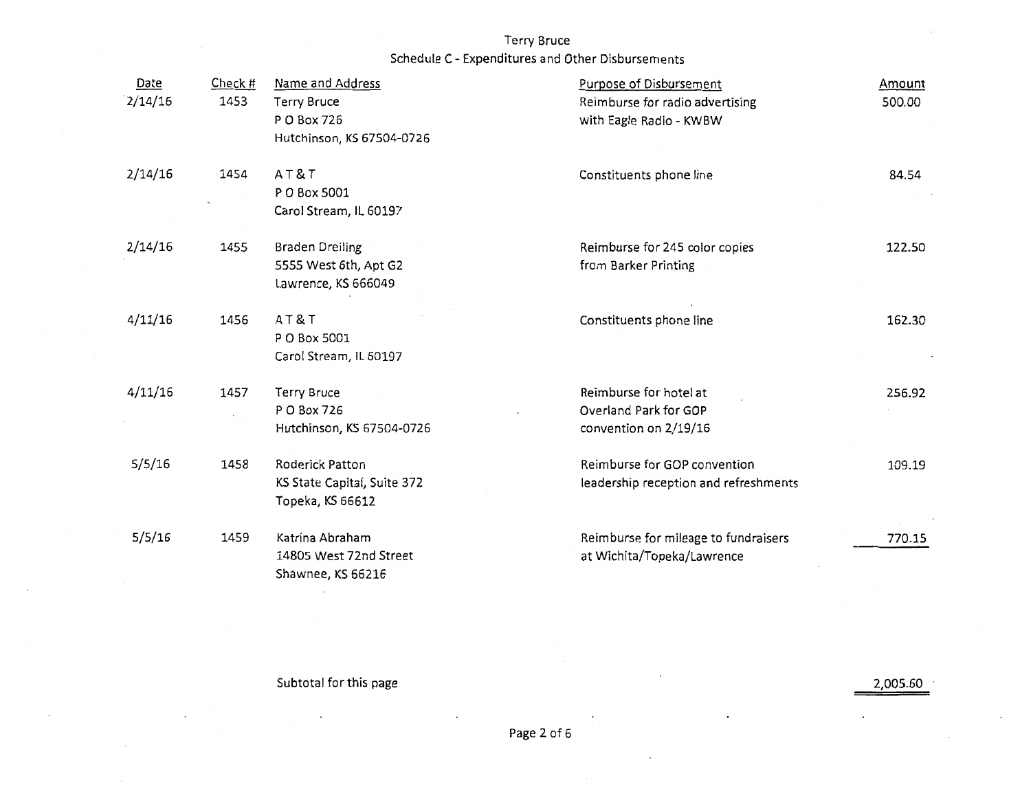Terry Bruce

Schedule C - Expenditures and Other Disbursements

| Date | Check # | Name and Address | Purpose of Disbursement | Amount |
|---|---|---|---|---|
| 2/14/16 | 1453 | Terry Bruce<br>P O Box 726<br>Hutchinson, KS 67504-0726 | Reimburse for radio advertising with Eagle Radio - KWBW | 500.00 |
| 2/14/16 | 1454 | A T & T<br>P O Box 5001<br>Carol Stream, IL 60197 | Constituents phone line | 84.54 |
| 2/14/16 | 1455 | Braden Dreiling<br>5555 West 6th, Apt G2<br>Lawrence, KS 666049 | Reimburse for 245 color copies from Barker Printing | 122.50 |
| 4/11/16 | 1456 | A T & T<br>P O Box 5001<br>Carol Stream, IL 60197 | Constituents phone line | 162.30 |
| 4/11/16 | 1457 | Terry Bruce<br>P O Box 726<br>Hutchinson, KS 67504-0726 | Reimburse for hotel at Overland Park for GOP convention on 2/19/16 | 256.92 |
| 5/5/16 | 1458 | Roderick Patton<br>KS State Capital, Suite 372<br>Topeka, KS 66612 | Reimburse for GOP convention leadership reception and refreshments | 109.19 |
| 5/5/16 | 1459 | Katrina Abraham<br>14805 West 72nd Street<br>Shawnee, KS 66216 | Reimburse for mileage to fundraisers at Wichita/Topeka/Lawrence | 770.15 |

Subtotal for this page 2,005.60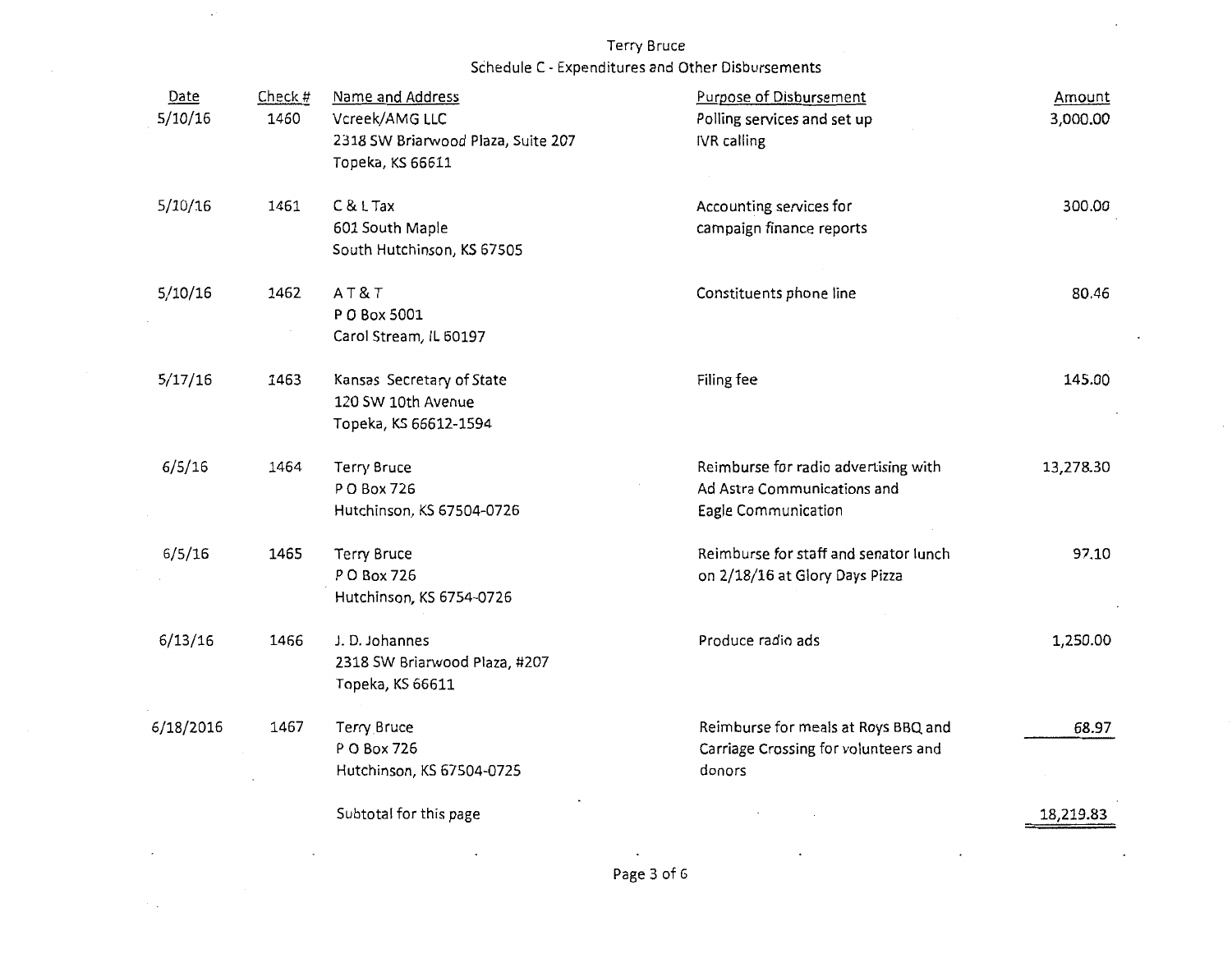Terry Bruce

Schedule C - Expenditures and Other Disbursements

| Date | Check # | Name and Address | Purpose of Disbursement | Amount |
|---|---|---|---|---|
| 5/10/16 | 1460 | Vcreek/AMG LLC<br>2318 SW Briarwood Plaza, Suite 207<br>Topeka, KS 66611 | Polling services and set up IVR calling | 3,000.00 |
| 5/10/16 | 1461 | C & L Tax<br>601 South Maple<br>South Hutchinson, KS 67505 | Accounting services for campaign finance reports | 300.00 |
| 5/10/16 | 1462 | A T & T<br>P O Box 5001<br>Carol Stream, IL 60197 | Constituents phone line | 80.46 |
| 5/17/16 | 1463 | Kansas Secretary of State<br>120 SW 10th Avenue<br>Topeka, KS 66612-1594 | Filing fee | 145.00 |
| 6/5/16 | 1464 | Terry Bruce<br>P O Box 726<br>Hutchinson, KS 67504-0726 | Reimburse for radio advertising with Ad Astra Communications and Eagle Communication | 13,278.30 |
| 6/5/16 | 1465 | Terry Bruce<br>P O Box 726<br>Hutchinson, KS 6754-0726 | Reimburse for staff and senator lunch on 2/18/16 at Glory Days Pizza | 97.10 |
| 6/13/16 | 1466 | J. D. Johannes<br>2318 SW Briarwood Plaza, #207<br>Topeka, KS 66611 | Produce radio ads | 1,250.00 |
| 6/18/2016 | 1467 | Terry Bruce<br>P O Box 726<br>Hutchinson, KS 67504-0725 | Reimburse for meals at Roys BBQ and Carriage Crossing for volunteers and donors | 68.97 |
| | | Subtotal for this page | | 18,219.83 |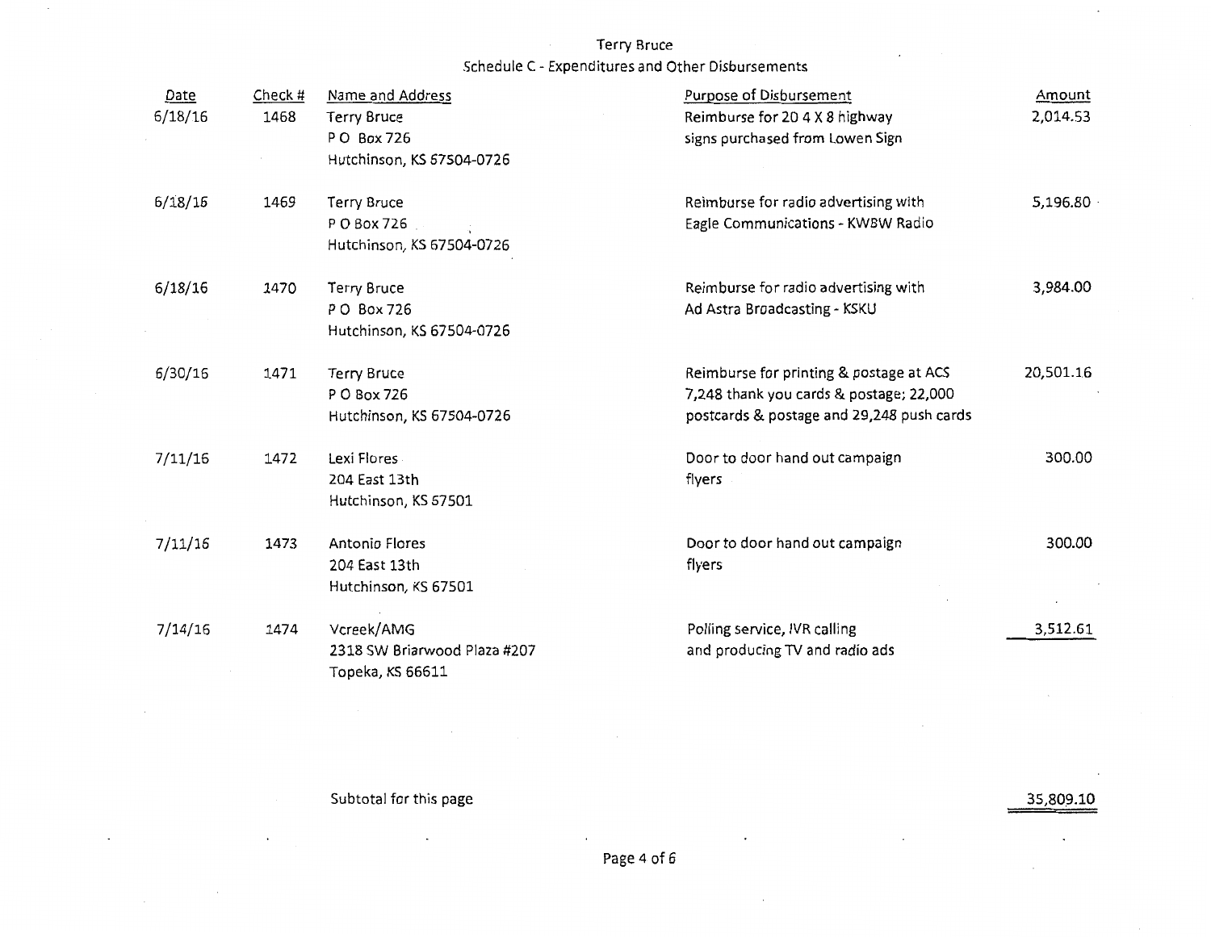Terry Bruce

Schedule C - Expenditures and Other Disbursements

| Date | Check # | Name and Address | Purpose of Disbursement | Amount |
|---|---|---|---|---|
| 6/18/16 | 1468 | Terry Bruce<br>P O Box 726<br>Hutchinson, KS 67504-0726 | Reimburse for 20 4 X 8 highway signs purchased from Lowen Sign | 2,014.53 |
| 6/18/16 | 1469 | Terry Bruce<br>P O Box 726<br>Hutchinson, KS 67504-0726 | Reimburse for radio advertising with Eagle Communications - KWBW Radio | 5,196.80 |
| 6/18/16 | 1470 | Terry Bruce<br>P O Box 726<br>Hutchinson, KS 67504-0726 | Reimburse for radio advertising with Ad Astra Broadcasting - KSKU | 3,984.00 |
| 6/30/16 | 1471 | Terry Bruce<br>P O Box 726<br>Hutchinson, KS 67504-0726 | Reimburse for printing & postage at ACS 7,248 thank you cards & postage; 22,000 postcards & postage and 29,248 push cards | 20,501.16 |
| 7/11/16 | 1472 | Lexi Flores<br>204 East 13th<br>Hutchinson, KS 67501 | Door to door hand out campaign flyers | 300.00 |
| 7/11/16 | 1473 | Antonio Flores<br>204 East 13th<br>Hutchinson, KS 67501 | Door to door hand out campaign flyers | 300.00 |
| 7/14/16 | 1474 | Vcreek/AMG<br>2318 SW Briarwood Plaza #207<br>Topeka, KS 66611 | Polling service, IVR calling and producing TV and radio ads | 3,512.61 |

Subtotal for this page 35,809.10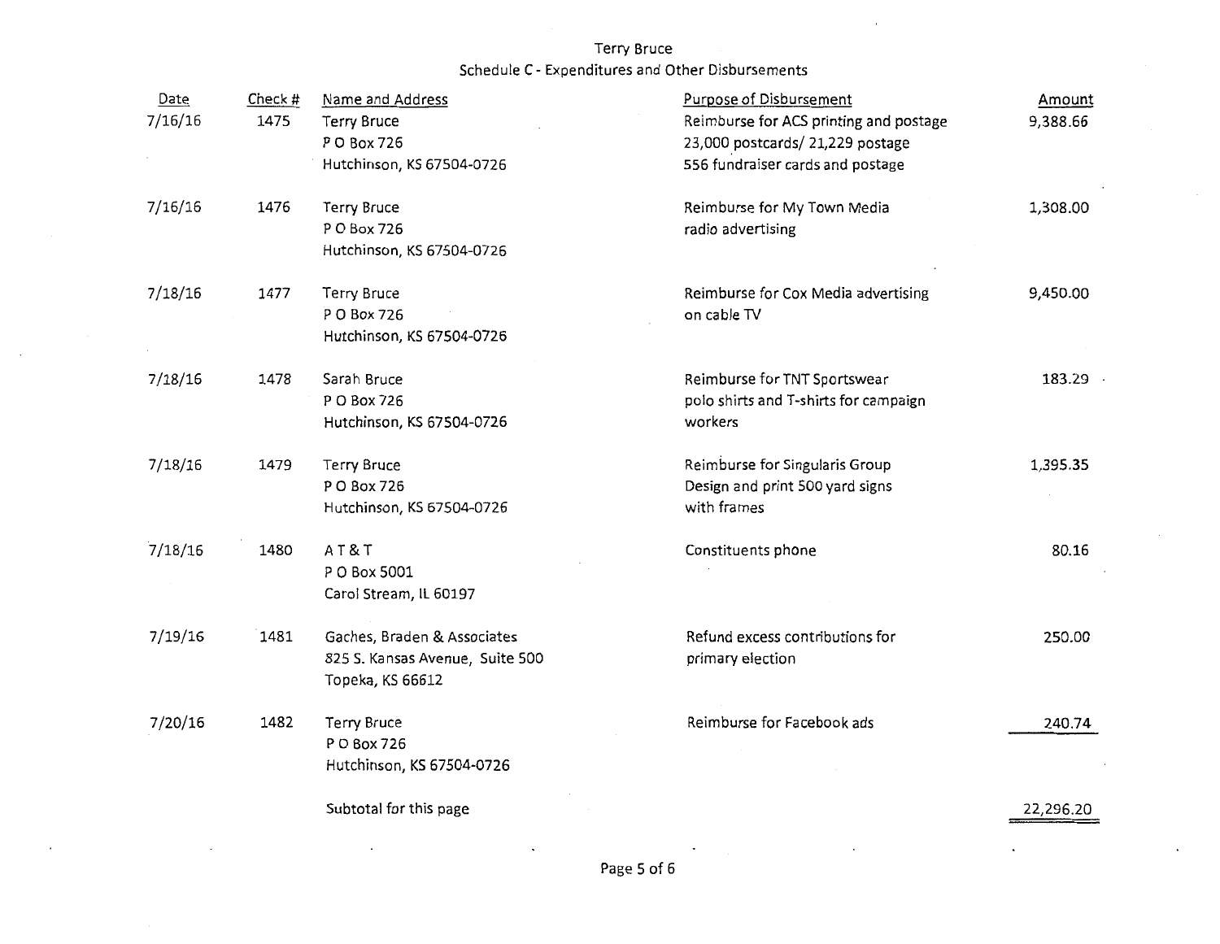Terry Bruce

Schedule C - Expenditures and Other Disbursements

| Date | Check # | Name and Address | Purpose of Disbursement | Amount |
|---|---|---|---|---|
| 7/16/16 | 1475 | Terry Bruce<br>P O Box 726<br>Hutchinson, KS 67504-0726 | Reimburse for ACS printing and postage<br>23,000 postcards/ 21,229 postage<br>556 fundraiser cards and postage | 9,388.66 |
| 7/16/16 | 1476 | Terry Bruce<br>P O Box 726<br>Hutchinson, KS 67504-0726 | Reimburse for My Town Media<br>radio advertising | 1,308.00 |
| 7/18/16 | 1477 | Terry Bruce<br>P O Box 726<br>Hutchinson, KS 67504-0726 | Reimburse for Cox Media advertising<br>on cable TV | 9,450.00 |
| 7/18/16 | 1478 | Sarah Bruce<br>P O Box 726<br>Hutchinson, KS 67504-0726 | Reimburse for TNT Sportswear<br>polo shirts and T-shirts for campaign<br>workers | 183.29 |
| 7/18/16 | 1479 | Terry Bruce<br>P O Box 726<br>Hutchinson, KS 67504-0726 | Reimburse for Singularis Group<br>Design and print 500 yard signs<br>with frames | 1,395.35 |
| 7/18/16 | 1480 | A T & T<br>P O Box 5001<br>Carol Stream, IL 60197 | Constituents phone | 80.16 |
| 7/19/16 | 1481 | Gaches, Braden & Associates<br>825 S. Kansas Avenue, Suite 500<br>Topeka, KS 66612 | Refund excess contributions for<br>primary election | 250.00 |
| 7/20/16 | 1482 | Terry Bruce<br>P O Box 726<br>Hutchinson, KS 67504-0726 | Reimburse for Facebook ads | 240.74 |
| | | Subtotal for this page | | 22,296.20 |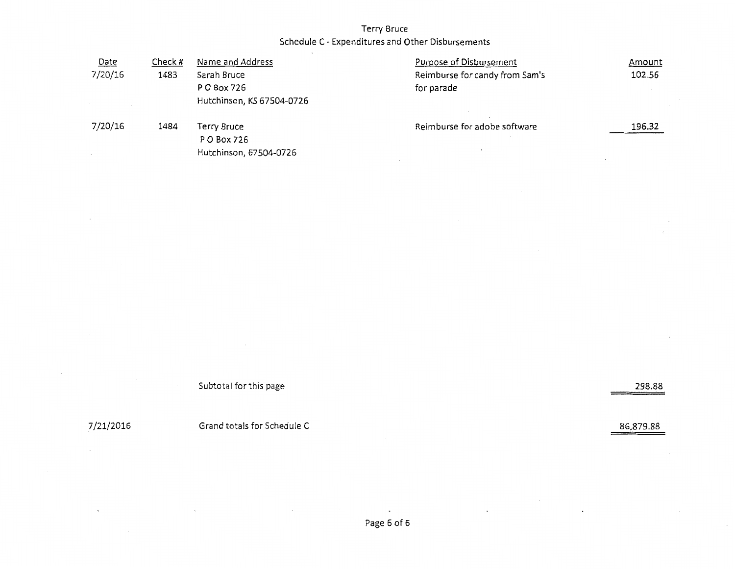Terry Bruce

Schedule C - Expenditures and Other Disbursements

| Date | Check # | Name and Address | Purpose of Disbursement | Amount |
| --- | --- | --- | --- | --- |
| 7/20/16 | 1483 | Sarah Bruce<br>P O Box 726<br>Hutchinson, KS 67504-0726 | Reimburse for candy from Sam's for parade | 102.56 |
| 7/20/16 | 1484 | Terry Bruce<br>P O Box 726<br>Hutchinson, 67504-0726 | Reimburse for adobe software | 196.32 |
| | | Subtotal for this page | | 298.88 |
| 7/21/2016 | | Grand totals for Schedule C | | 86,879.88 |